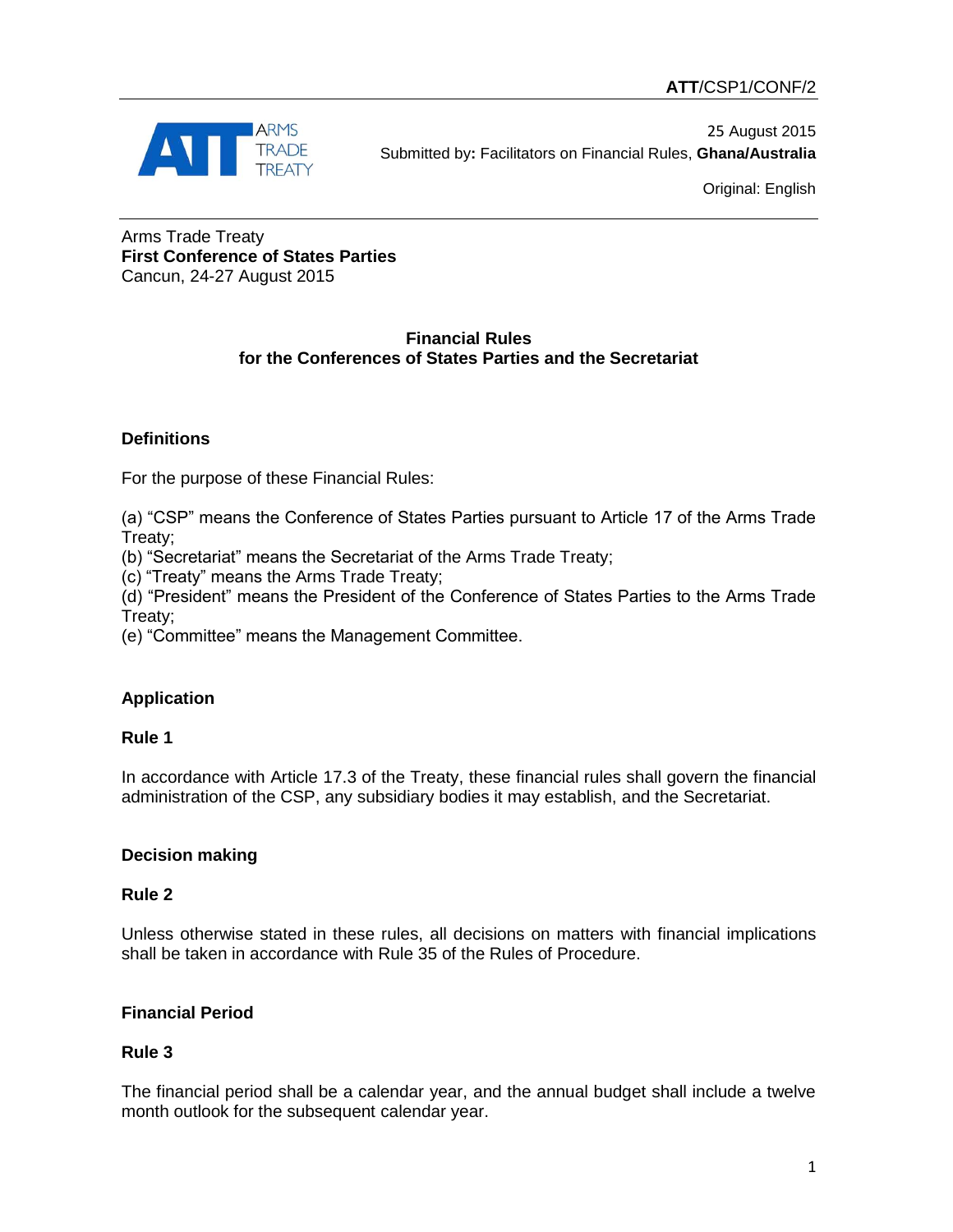**ATT**/CSP1/CONF/2

25 August 2015

Submitted by**:** Facilitators on Financial Rules, **Ghana/Australia**

Original: English

Arms Trade Treaty
**First Conference of States Parties**
Cancun, 24-27 August 2015

## Financial Rules for the Conferences of States Parties and the Secretariat

### Definitions

For the purpose of these Financial Rules:

(a) "CSP" means the Conference of States Parties pursuant to Article 17 of the Arms Trade Treaty;
(b) "Secretariat" means the Secretariat of the Arms Trade Treaty;
(c) "Treaty" means the Arms Trade Treaty;
(d) "President" means the President of the Conference of States Parties to the Arms Trade Treaty;
(e) "Committee" means the Management Committee.

### Application

#### Rule 1

In accordance with Article 17.3 of the Treaty, these financial rules shall govern the financial administration of the CSP, any subsidiary bodies it may establish, and the Secretariat.

### Decision making

#### Rule 2

Unless otherwise stated in these rules, all decisions on matters with financial implications shall be taken in accordance with Rule 35 of the Rules of Procedure.

### Financial Period

#### Rule 3

The financial period shall be a calendar year, and the annual budget shall include a twelve month outlook for the subsequent calendar year.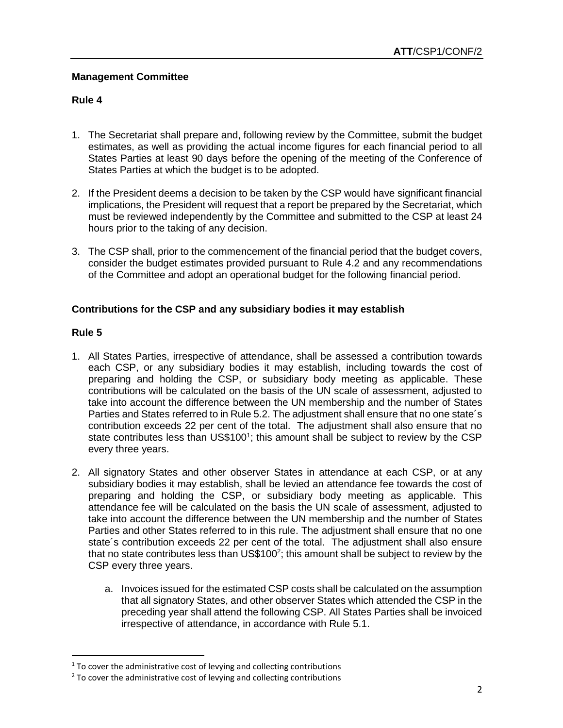**Management Committee**

**Rule 4**

1. The Secretariat shall prepare and, following review by the Committee, submit the budget estimates, as well as providing the actual income figures for each financial period to all States Parties at least 90 days before the opening of the meeting of the Conference of States Parties at which the budget is to be adopted.

2. If the President deems a decision to be taken by the CSP would have significant financial implications, the President will request that a report be prepared by the Secretariat, which must be reviewed independently by the Committee and submitted to the CSP at least 24 hours prior to the taking of any decision.

3. The CSP shall, prior to the commencement of the financial period that the budget covers, consider the budget estimates provided pursuant to Rule 4.2 and any recommendations of the Committee and adopt an operational budget for the following financial period.

**Contributions for the CSP and any subsidiary bodies it may establish**

**Rule 5**

1. All States Parties, irrespective of attendance, shall be assessed a contribution towards each CSP, or any subsidiary bodies it may establish, including towards the cost of preparing and holding the CSP, or subsidiary body meeting as applicable. These contributions will be calculated on the basis of the UN scale of assessment, adjusted to take into account the difference between the UN membership and the number of States Parties and States referred to in Rule 5.2. The adjustment shall ensure that no one state´s contribution exceeds 22 per cent of the total. The adjustment shall also ensure that no state contributes less than US$100[1]; this amount shall be subject to review by the CSP every three years.

2. All signatory States and other observer States in attendance at each CSP, or at any subsidiary bodies it may establish, shall be levied an attendance fee towards the cost of preparing and holding the CSP, or subsidiary body meeting as applicable. This attendance fee will be calculated on the basis the UN scale of assessment, adjusted to take into account the difference between the UN membership and the number of States Parties and other States referred to in this rule. The adjustment shall ensure that no one state´s contribution exceeds 22 per cent of the total. The adjustment shall also ensure that no state contributes less than US$100[2]; this amount shall be subject to review by the CSP every three years.

    a. Invoices issued for the estimated CSP costs shall be calculated on the assumption that all signatory States, and other observer States which attended the CSP in the preceding year shall attend the following CSP. All States Parties shall be invoiced irrespective of attendance, in accordance with Rule 5.1.

---

[1] To cover the administrative cost of levying and collecting contributions

[2] To cover the administrative cost of levying and collecting contributions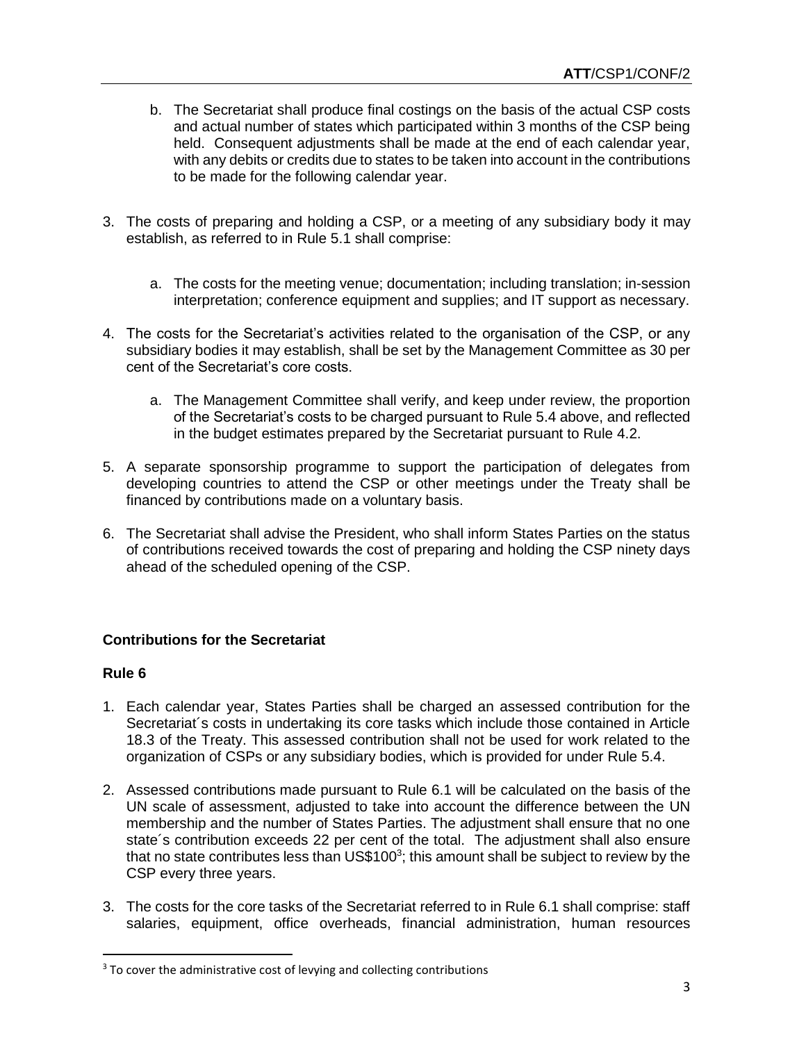b. The Secretariat shall produce final costings on the basis of the actual CSP costs and actual number of states which participated within 3 months of the CSP being held. Consequent adjustments shall be made at the end of each calendar year, with any debits or credits due to states to be taken into account in the contributions to be made for the following calendar year.

3. The costs of preparing and holding a CSP, or a meeting of any subsidiary body it may establish, as referred to in Rule 5.1 shall comprise:

    a. The costs for the meeting venue; documentation; including translation; in-session interpretation; conference equipment and supplies; and IT support as necessary.

4. The costs for the Secretariat's activities related to the organisation of the CSP, or any subsidiary bodies it may establish, shall be set by the Management Committee as 30 per cent of the Secretariat's core costs.

    a. The Management Committee shall verify, and keep under review, the proportion of the Secretariat's costs to be charged pursuant to Rule 5.4 above, and reflected in the budget estimates prepared by the Secretariat pursuant to Rule 4.2.

5. A separate sponsorship programme to support the participation of delegates from developing countries to attend the CSP or other meetings under the Treaty shall be financed by contributions made on a voluntary basis.

6. The Secretariat shall advise the President, who shall inform States Parties on the status of contributions received towards the cost of preparing and holding the CSP ninety days ahead of the scheduled opening of the CSP.

**Contributions for the Secretariat**

**Rule 6**

1. Each calendar year, States Parties shall be charged an assessed contribution for the Secretariat´s costs in undertaking its core tasks which include those contained in Article 18.3 of the Treaty. This assessed contribution shall not be used for work related to the organization of CSPs or any subsidiary bodies, which is provided for under Rule 5.4.

2. Assessed contributions made pursuant to Rule 6.1 will be calculated on the basis of the UN scale of assessment, adjusted to take into account the difference between the UN membership and the number of States Parties. The adjustment shall ensure that no one state´s contribution exceeds 22 per cent of the total. The adjustment shall also ensure that no state contributes less than US$100[3]; this amount shall be subject to review by the CSP every three years.

3. The costs for the core tasks of the Secretariat referred to in Rule 6.1 shall comprise: staff salaries, equipment, office overheads, financial administration, human resources

[3] To cover the administrative cost of levying and collecting contributions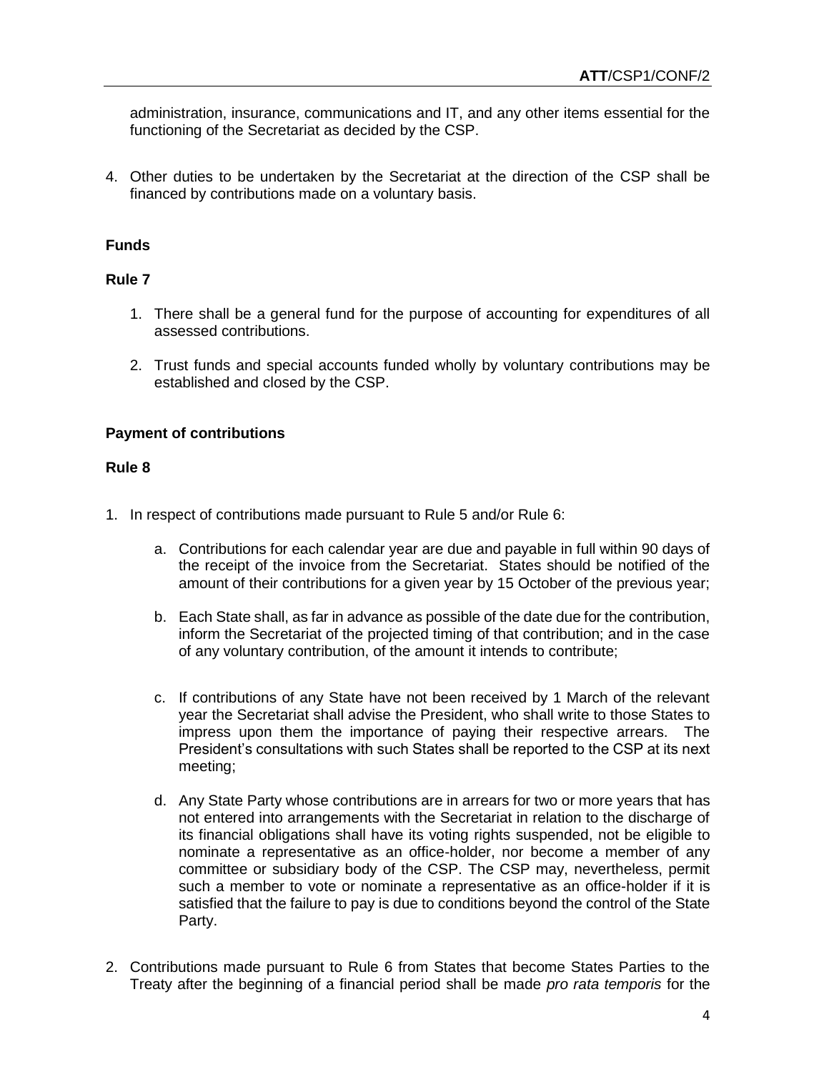administration, insurance, communications and IT, and any other items essential for the functioning of the Secretariat as decided by the CSP.

4. Other duties to be undertaken by the Secretariat at the direction of the CSP shall be financed by contributions made on a voluntary basis.

**Funds**

**Rule 7**

1. There shall be a general fund for the purpose of accounting for expenditures of all assessed contributions.
2. Trust funds and special accounts funded wholly by voluntary contributions may be established and closed by the CSP.

**Payment of contributions**

**Rule 8**

1. In respect of contributions made pursuant to Rule 5 and/or Rule 6:

   a. Contributions for each calendar year are due and payable in full within 90 days of the receipt of the invoice from the Secretariat. States should be notified of the amount of their contributions for a given year by 15 October of the previous year;

   b. Each State shall, as far in advance as possible of the date due for the contribution, inform the Secretariat of the projected timing of that contribution; and in the case of any voluntary contribution, of the amount it intends to contribute;

   c. If contributions of any State have not been received by 1 March of the relevant year the Secretariat shall advise the President, who shall write to those States to impress upon them the importance of paying their respective arrears. The President's consultations with such States shall be reported to the CSP at its next meeting;

   d. Any State Party whose contributions are in arrears for two or more years that has not entered into arrangements with the Secretariat in relation to the discharge of its financial obligations shall have its voting rights suspended, not be eligible to nominate a representative as an office-holder, nor become a member of any committee or subsidiary body of the CSP. The CSP may, nevertheless, permit such a member to vote or nominate a representative as an office-holder if it is satisfied that the failure to pay is due to conditions beyond the control of the State Party.

2. Contributions made pursuant to Rule 6 from States that become States Parties to the Treaty after the beginning of a financial period shall be made *pro rata temporis* for the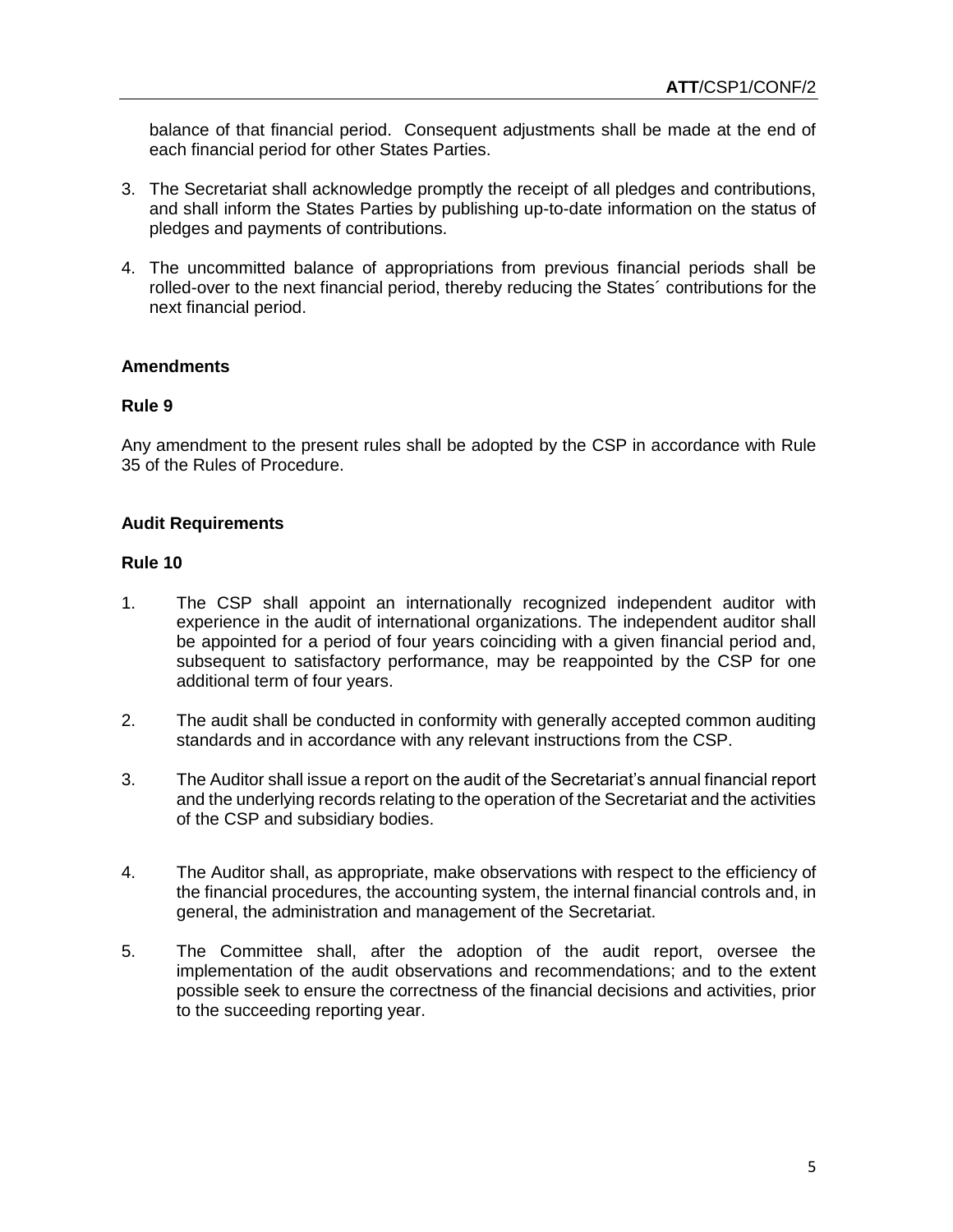balance of that financial period. Consequent adjustments shall be made at the end of each financial period for other States Parties.

3. The Secretariat shall acknowledge promptly the receipt of all pledges and contributions, and shall inform the States Parties by publishing up-to-date information on the status of pledges and payments of contributions.

4. The uncommitted balance of appropriations from previous financial periods shall be rolled-over to the next financial period, thereby reducing the States´ contributions for the next financial period.

**Amendments**

**Rule 9**

Any amendment to the present rules shall be adopted by the CSP in accordance with Rule 35 of the Rules of Procedure.

**Audit Requirements**

**Rule 10**

1. The CSP shall appoint an internationally recognized independent auditor with experience in the audit of international organizations. The independent auditor shall be appointed for a period of four years coinciding with a given financial period and, subsequent to satisfactory performance, may be reappointed by the CSP for one additional term of four years.

2. The audit shall be conducted in conformity with generally accepted common auditing standards and in accordance with any relevant instructions from the CSP.

3. The Auditor shall issue a report on the audit of the Secretariat's annual financial report and the underlying records relating to the operation of the Secretariat and the activities of the CSP and subsidiary bodies.

4. The Auditor shall, as appropriate, make observations with respect to the efficiency of the financial procedures, the accounting system, the internal financial controls and, in general, the administration and management of the Secretariat.

5. The Committee shall, after the adoption of the audit report, oversee the implementation of the audit observations and recommendations; and to the extent possible seek to ensure the correctness of the financial decisions and activities, prior to the succeeding reporting year.